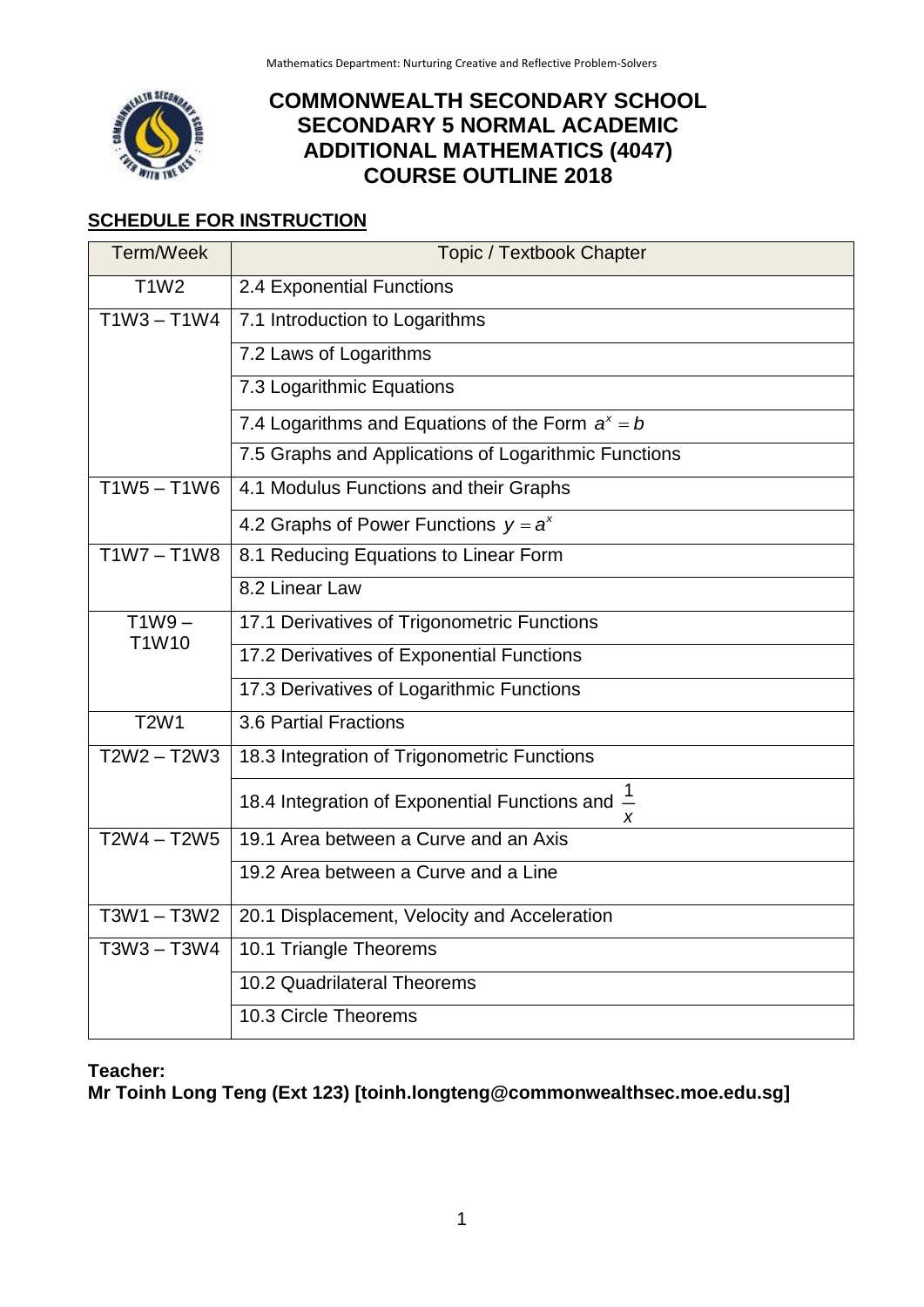# COMMONWEALTH SECONDARY SCHOOL
# SECONDARY 5 NORMAL ACADEMIC
# ADDITIONAL MATHEMATICS (4047)
# COURSE OUTLINE 2018

## SCHEDULE FOR INSTRUCTION

| Term/Week | Topic / Textbook Chapter |
|---|---|
| T1W2 | 2.4 Exponential Functions |
| T1W3 – T1W4 | 7.1 Introduction to Logarithms |
| | 7.2 Laws of Logarithms |
| | 7.3 Logarithmic Equations |
| | 7.4 Logarithms and Equations of the Form $a^x = b$ |
| | 7.5 Graphs and Applications of Logarithmic Functions |
| T1W5 – T1W6 | 4.1 Modulus Functions and their Graphs |
| | 4.2 Graphs of Power Functions $y = a^x$ |
| T1W7 – T1W8 | 8.1 Reducing Equations to Linear Form |
| | 8.2 Linear Law |
| T1W9 – T1W10 | 17.1 Derivatives of Trigonometric Functions |
| | 17.2 Derivatives of Exponential Functions |
| | 17.3 Derivatives of Logarithmic Functions |
| T2W1 | 3.6 Partial Fractions |
| T2W2 – T2W3 | 18.3 Integration of Trigonometric Functions |
| | 18.4 Integration of Exponential Functions and $\frac{1}{x}$ |
| T2W4 – T2W5 | 19.1 Area between a Curve and an Axis |
| | 19.2 Area between a Curve and a Line |
| T3W1 – T3W2 | 20.1 Displacement, Velocity and Acceleration |
| T3W3 – T3W4 | 10.1 Triangle Theorems |
| | 10.2 Quadrilateral Theorems |
| | 10.3 Circle Theorems |

**Teacher:**
**Mr Toinh Long Teng (Ext 123) [toinh.longteng@commonwealthsec.moe.edu.sg]**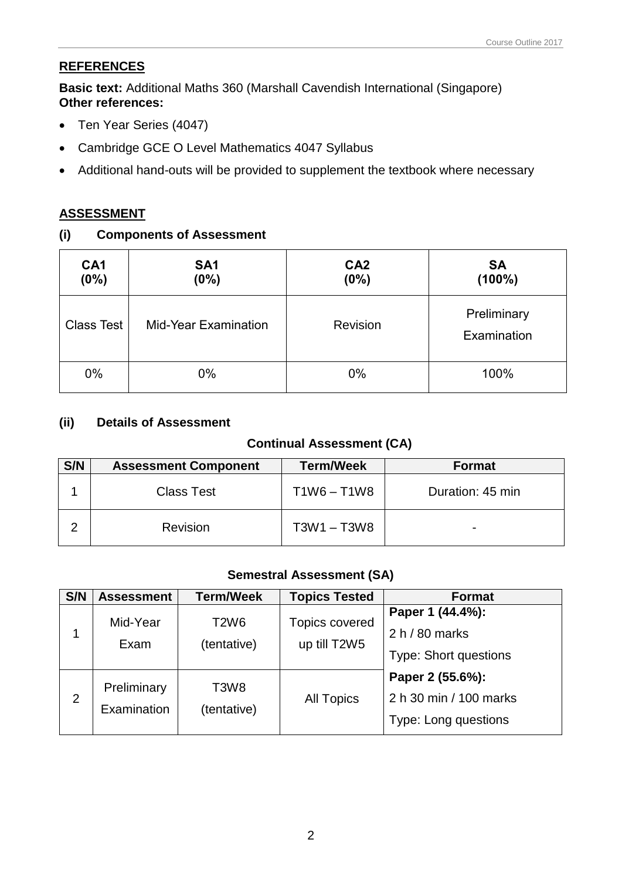## REFERENCES

**Basic text:** Additional Maths 360 (Marshall Cavendish International (Singapore)
**Other references:**

- Ten Year Series (4047)
- Cambridge GCE O Level Mathematics 4047 Syllabus
- Additional hand-outs will be provided to supplement the textbook where necessary

## ASSESSMENT

### (i) Components of Assessment

| CA1 (0%) | SA1 (0%) | CA2 (0%) | SA (100%) |
|---|---|---|---|
| Class Test | Mid-Year Examination | Revision | Preliminary Examination |
| 0% | 0% | 0% | 100% |

### (ii) Details of Assessment

**Continual Assessment (CA)**

| S/N | Assessment Component | Term/Week | Format |
|---|---|---|---|
| 1 | Class Test | T1W6 – T1W8 | Duration: 45 min |
| 2 | Revision | T3W1 – T3W8 | - |

**Semestral Assessment (SA)**

| S/N | Assessment | Term/Week | Topics Tested | Format |
|---|---|---|---|---|
| 1 | Mid-Year Exam | T2W6 (tentative) | Topics covered up till T2W5 | **Paper 1 (44.4%):** 2 h / 80 marks Type: Short questions |
| 2 | Preliminary Examination | T3W8 (tentative) | All Topics | **Paper 2 (55.6%):** 2 h 30 min / 100 marks Type: Long questions |